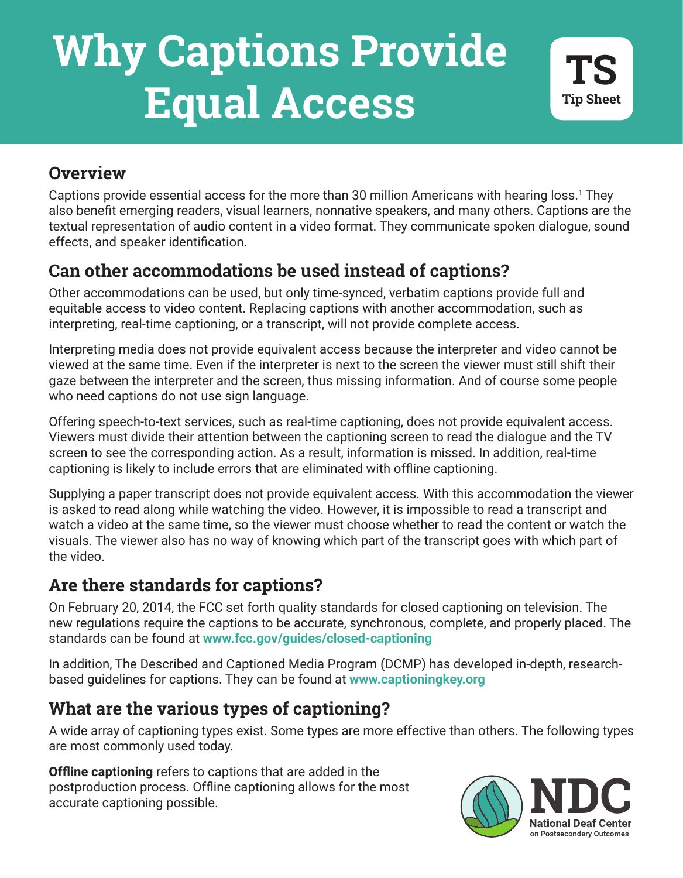# Why Captions Provide Equal Access

TS Tip Sheet

## Overview

Captions provide essential access for the more than 30 million Americans with hearing loss.[1] They also benefit emerging readers, visual learners, nonnative speakers, and many others. Captions are the textual representation of audio content in a video format. They communicate spoken dialogue, sound effects, and speaker identification.

## Can other accommodations be used instead of captions?

Other accommodations can be used, but only time-synced, verbatim captions provide full and equitable access to video content. Replacing captions with another accommodation, such as interpreting, real-time captioning, or a transcript, will not provide complete access.

Interpreting media does not provide equivalent access because the interpreter and video cannot be viewed at the same time. Even if the interpreter is next to the screen the viewer must still shift their gaze between the interpreter and the screen, thus missing information. And of course some people who need captions do not use sign language.

Offering speech-to-text services, such as real-time captioning, does not provide equivalent access. Viewers must divide their attention between the captioning screen to read the dialogue and the TV screen to see the corresponding action. As a result, information is missed. In addition, real-time captioning is likely to include errors that are eliminated with offline captioning.

Supplying a paper transcript does not provide equivalent access. With this accommodation the viewer is asked to read along while watching the video. However, it is impossible to read a transcript and watch a video at the same time, so the viewer must choose whether to read the content or watch the visuals. The viewer also has no way of knowing which part of the transcript goes with which part of the video.

## Are there standards for captions?

On February 20, 2014, the FCC set forth quality standards for closed captioning on television. The new regulations require the captions to be accurate, synchronous, complete, and properly placed. The standards can be found at **www.fcc.gov/guides/closed-captioning**

In addition, The Described and Captioned Media Program (DCMP) has developed in-depth, research-based guidelines for captions. They can be found at **www.captioningkey.org**

## What are the various types of captioning?

A wide array of captioning types exist. Some types are more effective than others. The following types are most commonly used today.

**Offline captioning** refers to captions that are added in the postproduction process. Offline captioning allows for the most accurate captioning possible.

NDC National Deaf Center on Postsecondary Outcomes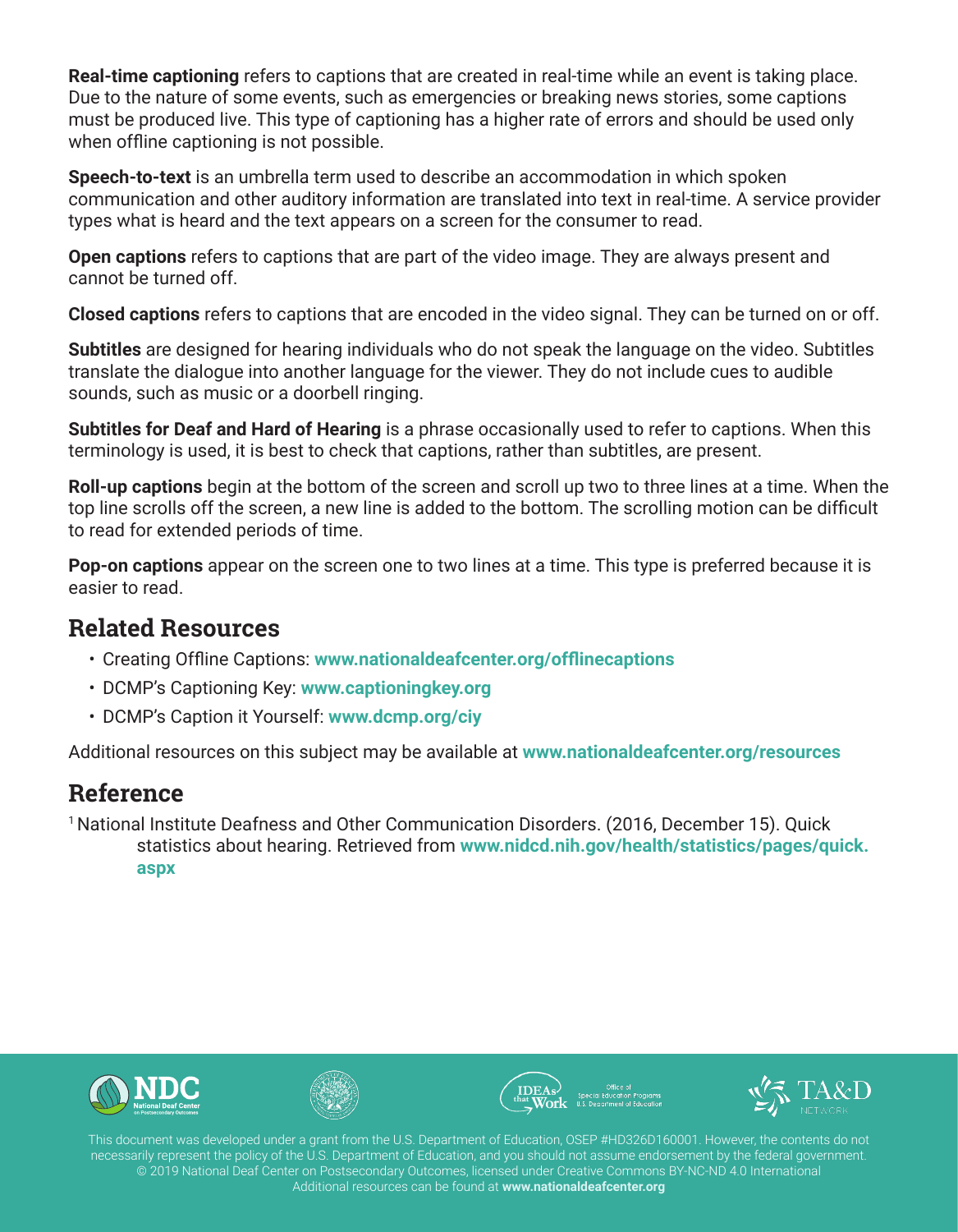**Real-time captioning** refers to captions that are created in real-time while an event is taking place. Due to the nature of some events, such as emergencies or breaking news stories, some captions must be produced live. This type of captioning has a higher rate of errors and should be used only when offline captioning is not possible.

**Speech-to-text** is an umbrella term used to describe an accommodation in which spoken communication and other auditory information are translated into text in real-time. A service provider types what is heard and the text appears on a screen for the consumer to read.

**Open captions** refers to captions that are part of the video image. They are always present and cannot be turned off.

**Closed captions** refers to captions that are encoded in the video signal. They can be turned on or off.

**Subtitles** are designed for hearing individuals who do not speak the language on the video. Subtitles translate the dialogue into another language for the viewer. They do not include cues to audible sounds, such as music or a doorbell ringing.

**Subtitles for Deaf and Hard of Hearing** is a phrase occasionally used to refer to captions. When this terminology is used, it is best to check that captions, rather than subtitles, are present.

**Roll-up captions** begin at the bottom of the screen and scroll up two to three lines at a time. When the top line scrolls off the screen, a new line is added to the bottom. The scrolling motion can be difficult to read for extended periods of time.

**Pop-on captions** appear on the screen one to two lines at a time. This type is preferred because it is easier to read.

## Related Resources

- Creating Offline Captions: **www.nationaldeafcenter.org/offlinecaptions**
- DCMP's Captioning Key: **www.captioningkey.org**
- DCMP's Caption it Yourself: **www.dcmp.org/ciy**

Additional resources on this subject may be available at **www.nationaldeafcenter.org/resources**

## Reference

[1] National Institute Deafness and Other Communication Disorders. (2016, December 15). Quick statistics about hearing. Retrieved from **www.nidcd.nih.gov/health/statistics/pages/quick.aspx**

NDC National Deaf Center on Postsecondary Outcomes

IDEAs that Work — Office of Special Education Programs, U.S. Department of Education

TA&D NETWORK

This document was developed under a grant from the U.S. Department of Education, OSEP #HD326D160001. However, the contents do not necessarily represent the policy of the U.S. Department of Education, and you should not assume endorsement by the federal government. © 2019 National Deaf Center on Postsecondary Outcomes, licensed under Creative Commons BY-NC-ND 4.0 International
Additional resources can be found at **www.nationaldeafcenter.org**